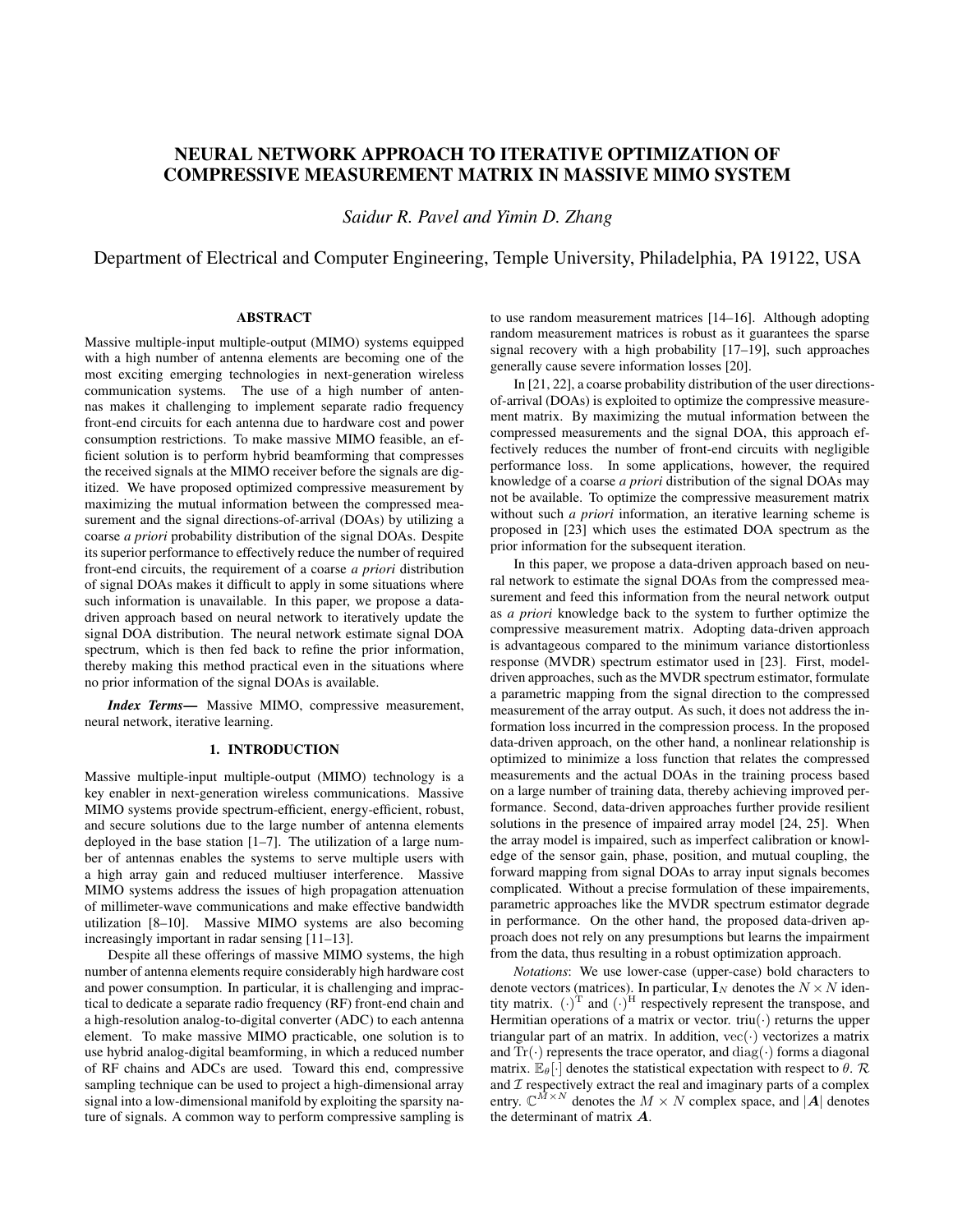# NEURAL NETWORK APPROACH TO ITERATIVE OPTIMIZATION OF COMPRESSIVE MEASUREMENT MATRIX IN MASSIVE MIMO SYSTEM

*Saidur R. Pavel and Yimin D. Zhang*

Department of Electrical and Computer Engineering, Temple University, Philadelphia, PA 19122, USA

## ABSTRACT

Massive multiple-input multiple-output (MIMO) systems equipped with a high number of antenna elements are becoming one of the most exciting emerging technologies in next-generation wireless communication systems. The use of a high number of antennas makes it challenging to implement separate radio frequency front-end circuits for each antenna due to hardware cost and power consumption restrictions. To make massive MIMO feasible, an efficient solution is to perform hybrid beamforming that compresses the received signals at the MIMO receiver before the signals are digitized. We have proposed optimized compressive measurement by maximizing the mutual information between the compressed measurement and the signal directions-of-arrival (DOAs) by utilizing a coarse *a priori* probability distribution of the signal DOAs. Despite its superior performance to effectively reduce the number of required front-end circuits, the requirement of a coarse *a priori* distribution of signal DOAs makes it difficult to apply in some situations where such information is unavailable. In this paper, we propose a data-driven approach based on neural network to iteratively update the signal DOA distribution. The neural network estimate signal DOA spectrum, which is then fed back to refine the prior information, thereby making this method practical even in the situations where no prior information of the signal DOAs is available.

***Index Terms*—** Massive MIMO, compressive measurement, neural network, iterative learning.

## 1. INTRODUCTION

Massive multiple-input multiple-output (MIMO) technology is a key enabler in next-generation wireless communications. Massive MIMO systems provide spectrum-efficient, energy-efficient, robust, and secure solutions due to the large number of antenna elements deployed in the base station [1–7]. The utilization of a large number of antennas enables the systems to serve multiple users with a high array gain and reduced multiuser interference. Massive MIMO systems address the issues of high propagation attenuation of millimeter-wave communications and make effective bandwidth utilization [8–10]. Massive MIMO systems are also becoming increasingly important in radar sensing [11–13].

Despite all these offerings of massive MIMO systems, the high number of antenna elements require considerably high hardware cost and power consumption. In particular, it is challenging and impractical to dedicate a separate radio frequency (RF) front-end chain and a high-resolution analog-to-digital converter (ADC) to each antenna element. To make massive MIMO practicable, one solution is to use hybrid analog-digital beamforming, in which a reduced number of RF chains and ADCs are used. Toward this end, compressive sampling technique can be used to project a high-dimensional array signal into a low-dimensional manifold by exploiting the sparsity nature of signals. A common way to perform compressive sampling is to use random measurement matrices [14–16]. Although adopting random measurement matrices is robust as it guarantees the sparse signal recovery with a high probability [17–19], such approaches generally cause severe information losses [20].

In [21, 22], a coarse probability distribution of the user directions-of-arrival (DOAs) is exploited to optimize the compressive measurement matrix. By maximizing the mutual information between the compressed measurements and the signal DOA, this approach effectively reduces the number of front-end circuits with negligible performance loss. In some applications, however, the required knowledge of a coarse *a priori* distribution of the signal DOAs may not be available. To optimize the compressive measurement matrix without such *a priori* information, an iterative learning scheme is proposed in [23] which uses the estimated DOA spectrum as the prior information for the subsequent iteration.

In this paper, we propose a data-driven approach based on neural network to estimate the signal DOAs from the compressed measurement and feed this information from the neural network output as *a priori* knowledge back to the system to further optimize the compressive measurement matrix. Adopting data-driven approach is advantageous compared to the minimum variance distortionless response (MVDR) spectrum estimator used in [23]. First, model-driven approaches, such as the MVDR spectrum estimator, formulate a parametric mapping from the signal direction to the compressed measurement of the array output. As such, it does not address the information loss incurred in the compression process. In the proposed data-driven approach, on the other hand, a nonlinear relationship is optimized to minimize a loss function that relates the compressed measurements and the actual DOAs in the training process based on a large number of training data, thereby achieving improved performance. Second, data-driven approaches further provide resilient solutions in the presence of impaired array model [24, 25]. When the array model is impaired, such as imperfect calibration or knowledge of the sensor gain, phase, position, and mutual coupling, the forward mapping from signal DOAs to array input signals becomes complicated. Without a precise formulation of these impairements, parametric approaches like the MVDR spectrum estimator degrade in performance. On the other hand, the proposed data-driven approach does not rely on any presumptions but learns the impairment from the data, thus resulting in a robust optimization approach.

*Notations*: We use lower-case (upper-case) bold characters to denote vectors (matrices). In particular, $\mathbf{I}_N$ denotes the $N \times N$ identity matrix. $(\cdot)^{\mathrm{T}}$ and $(\cdot)^{\mathrm{H}}$ respectively represent the transpose, and Hermitian operations of a matrix or vector. $\mathrm{triu}(\cdot)$ returns the upper triangular part of an matrix. In addition, $\mathrm{vec}(\cdot)$ vectorizes a matrix and $\mathrm{Tr}(\cdot)$ represents the trace operator, and $\mathrm{diag}(\cdot)$ forms a diagonal matrix. $\mathbb{E}_\theta[\cdot]$ denotes the statistical expectation with respect to $\theta$. $\mathcal{R}$ and $\mathcal{I}$ respectively extract the real and imaginary parts of a complex entry. $\mathbb{C}^{M \times N}$ denotes the $M \times N$ complex space, and $|\boldsymbol{A}|$ denotes the determinant of matrix $\boldsymbol{A}$.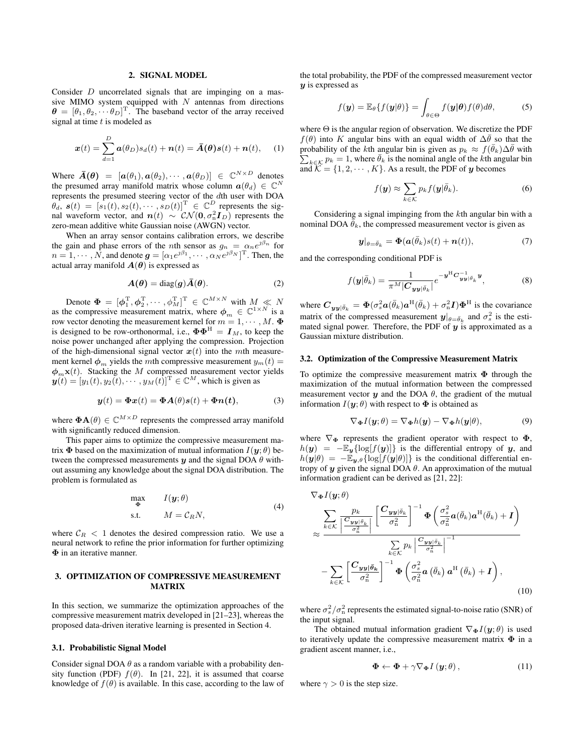## 2. SIGNAL MODEL

Consider $D$ uncorrelated signals that are impinging on a massive MIMO system equipped with $N$ antennas from directions $\boldsymbol{\theta} = [\theta_1, \theta_2, \cdots \theta_D]^{\mathrm{T}}$. The baseband vector of the array received signal at time $t$ is modeled as

$$\boldsymbol{x}(t) = \sum_{d=1}^{D} \boldsymbol{a}(\theta_D)s_d(t) + \boldsymbol{n}(t) = \bar{\boldsymbol{A}}(\boldsymbol{\theta})\boldsymbol{s}(t) + \boldsymbol{n}(t), \quad (1)$$

Where $\bar{\boldsymbol{A}}(\boldsymbol{\theta}) = [\boldsymbol{a}(\theta_1), \boldsymbol{a}(\theta_2), \cdots, \boldsymbol{a}(\theta_D)] \in \mathbb{C}^{N \times D}$ denotes the presumed array manifold matrix whose column $\boldsymbol{a}(\theta_d) \in \mathbb{C}^N$ represents the presumed steering vector of the $d$th user with DOA $\theta_d$, $\boldsymbol{s}(t) = [s_1(t), s_2(t), \cdots, s_D(t)]^{\mathrm{T}} \in \mathbb{C}^D$ represents the signal waveform vector, and $\boldsymbol{n}(t) \sim \mathcal{CN}(\mathbf{0}, \sigma_{\mathrm{n}}^2 \boldsymbol{I}_D)$ represents the zero-mean additive white Gaussian noise (AWGN) vector.

When an array sensor contains calibration errors, we describe the gain and phase errors of the $n$th sensor as $g_n = \alpha_n e^{\jmath \beta_n}$ for $n = 1, \cdots, N$, and denote $\boldsymbol{g} = [\alpha_1 e^{\jmath \beta_1}, \cdots, \alpha_N e^{\jmath \beta_N}]^{\mathrm{T}}$. Then, the actual array manifold $\boldsymbol{A}(\boldsymbol{\theta})$ is expressed as

$$\boldsymbol{A}(\boldsymbol{\theta}) = \mathrm{diag}(\boldsymbol{g})\bar{\boldsymbol{A}}(\boldsymbol{\theta}). \quad (2)$$

Denote $\boldsymbol{\Phi} = [\boldsymbol{\phi}_1^{\mathrm{T}}, \boldsymbol{\phi}_2^{\mathrm{T}}, \cdots, \phi_M^{\mathrm{T}}]^{\mathrm{T}} \in \mathbb{C}^{M \times N}$ with $M \ll N$ as the compressive measurement matrix, where $\boldsymbol{\phi}_m \in \mathbb{C}^{1 \times N}$ is a row vector denoting the measurement kernel for $m = 1, \cdots, M$. $\boldsymbol{\Phi}$ is designed to be row-orthonormal, i.e., $\boldsymbol{\Phi}\boldsymbol{\Phi}^{\mathrm{H}} = \boldsymbol{I}_M$, to keep the noise power unchanged after applying the compression. Projection of the high-dimensional signal vector $\boldsymbol{x}(t)$ into the $m$th measurement kernel $\boldsymbol{\phi}_m$ yields the $m$th compressive measurement $y_m(t) = \boldsymbol{\phi}_m \mathbf{x}(t)$. Stacking the $M$ compressed measurement vector yields $\boldsymbol{y}(t) = [y_1(t), y_2(t), \cdots, y_M(t)]^{\mathrm{T}} \in \mathbb{C}^M$, which is given as

$$\boldsymbol{y}(t) = \boldsymbol{\Phi}\boldsymbol{x}(t) = \boldsymbol{\Phi}\boldsymbol{A}(\theta)\boldsymbol{s}(t) + \boldsymbol{\Phi}\boldsymbol{n}(t), \quad (3)$$

where $\boldsymbol{\Phi}\mathbf{A}(\theta) \in \mathbb{C}^{M \times D}$ represents the compressed array manifold with significantly reduced dimension.

This paper aims to optimize the compressive measurement matrix $\boldsymbol{\Phi}$ based on the maximization of mutual information $I(\boldsymbol{y}; \theta)$ between the compressed measurements $\boldsymbol{y}$ and the signal DOA $\theta$ without assuming any knowledge about the signal DOA distribution. The problem is formulated as

$$\begin{aligned} \max_{\boldsymbol{\Phi}} \quad & I(\boldsymbol{y}; \theta) \\ \text{s.t.} \quad & M = \mathcal{C}_R N, \end{aligned} \quad (4)$$

where $\mathcal{C}_R < 1$ denotes the desired compression ratio. We use a neural network to refine the prior information for further optimizing $\boldsymbol{\Phi}$ in an iterative manner.

## 3. OPTIMIZATION OF COMPRESSIVE MEASUREMENT MATRIX

In this section, we summarize the optimization approaches of the compressive measurement matrix developed in [21–23], whereas the proposed data-driven iterative learning is presented in Section 4.

### 3.1. Probabilistic Signal Model

Consider signal DOA $\theta$ as a random variable with a probability density function (PDF) $f(\theta)$. In [21, 22], it is assumed that coarse knowledge of $f(\theta)$ is available. In this case, according to the law of the total probability, the PDF of the compressed measurement vector $\boldsymbol{y}$ is expressed as

$$f(\boldsymbol{y}) = \mathbb{E}_{\theta}\{f(\boldsymbol{y}|\theta)\} = \int_{\theta \in \Theta} f(\boldsymbol{y}|\boldsymbol{\theta}) f(\theta) d\theta, \quad (5)$$

where $\Theta$ is the angular region of observation. We discretize the PDF $f(\theta)$ into $K$ angular bins with an equal width of $\Delta\bar{\theta}$ so that the probability of the $k$th angular bin is given as $p_k \approx f(\bar{\theta}_k)\Delta\bar{\theta}$ with $\sum_{k \in \mathcal{K}} p_k = 1$, where $\bar{\theta}_k$ is the nominal angle of the $k$th angular bin and $\mathcal{K} = \{1, 2, \cdots, K\}$. As a result, the PDF of $\boldsymbol{y}$ becomes

$$f(\boldsymbol{y}) \approx \sum_{k \in \mathcal{K}} p_k f(\boldsymbol{y}|\bar{\theta}_k). \quad (6)$$

Considering a signal impinging from the $k$th angular bin with a nominal DOA $\bar{\theta}_k$, the compressed measurement vector is given as

$$\boldsymbol{y}|_{\theta = \bar{\theta}_k} = \boldsymbol{\Phi}(\boldsymbol{a}(\bar{\theta}_k)s(t) + \boldsymbol{n}(t)), \quad (7)$$

and the corresponding conditional PDF is

$$f(\boldsymbol{y}|\bar{\theta}_k) = \frac{1}{\pi^M |\boldsymbol{C}_{\boldsymbol{yy}|\bar{\theta}_k}|} e^{-\boldsymbol{y}^{\mathrm{H}} \boldsymbol{C}_{\boldsymbol{yy}|\bar{\theta}_k}^{-1} \boldsymbol{y}}, \quad (8)$$

where $\boldsymbol{C}_{\boldsymbol{yy}|\bar{\theta}_k} = \boldsymbol{\Phi}(\sigma_s^2 \boldsymbol{a}(\bar{\theta}_k)\boldsymbol{a}^{\mathrm{H}}(\bar{\theta}_k) + \sigma_{\mathrm{n}}^2 \boldsymbol{I})\boldsymbol{\Phi}^{\mathrm{H}}$ is the covariance matrix of the compressed measurement $\boldsymbol{y}|_{\theta = \bar{\theta}_k}$ and $\sigma_s^2$ is the estimated signal power. Therefore, the PDF of $\boldsymbol{y}$ is approximated as a Gaussian mixture distribution.

### 3.2. Optimization of the Compressive Measurement Matrix

To optimize the compressive measurement matrix $\boldsymbol{\Phi}$ through the maximization of the mutual information between the compressed measurement vector $\boldsymbol{y}$ and the DOA $\theta$, the gradient of the mutual information $I(\boldsymbol{y}; \theta)$ with respect to $\boldsymbol{\Phi}$ is obtained as

$$\nabla_{\boldsymbol{\Phi}} I(\boldsymbol{y}; \theta) = \nabla_{\boldsymbol{\Phi}} h(\boldsymbol{y}) - \nabla_{\boldsymbol{\Phi}} h(\boldsymbol{y}|\theta), \quad (9)$$

where $\nabla_{\boldsymbol{\Phi}}$ represents the gradient operator with respect to $\boldsymbol{\Phi}$, $h(\boldsymbol{y}) = -\mathbb{E}_{\boldsymbol{y}}\{\log[f(\boldsymbol{y})]\}$ is the differential entropy of $\boldsymbol{y}$, and $h(\boldsymbol{y}|\theta) = -\mathbb{E}_{\boldsymbol{y},\theta}\{\log[f(\boldsymbol{y}|\theta)]\}$ is the conditional differential entropy of $\boldsymbol{y}$ given the signal DOA $\theta$. An approximation of the mutual information gradient can be derived as [21, 22]:

$$\begin{aligned} &\nabla_{\boldsymbol{\Phi}} I(\boldsymbol{y}; \theta) \\ &\approx \frac{\displaystyle\sum_{k \in \mathcal{K}} \frac{p_k}{\left|\frac{\boldsymbol{C}_{\boldsymbol{yy}|\bar{\theta}_k}}{\sigma_{\mathrm{n}}^2}\right|} \left[\frac{\boldsymbol{C}_{\boldsymbol{yy}|\bar{\theta}_k}}{\sigma_{\mathrm{n}}^2}\right]^{-1} \boldsymbol{\Phi}\left(\frac{\sigma_s^2}{\sigma_{\mathrm{n}}^2} \boldsymbol{a}(\bar{\theta}_k)\boldsymbol{a}^{\mathrm{H}}(\bar{\theta}_k) + \boldsymbol{I}\right)}{\displaystyle\sum_{k \in \mathcal{K}} p_k \left|\frac{\boldsymbol{C}_{\boldsymbol{yy}|\bar{\theta}_k}}{\sigma_{\mathrm{n}}^2}\right|^{-1}} \\ &\quad - \sum_{k \in \mathcal{K}} \left[\frac{\boldsymbol{C}_{\boldsymbol{yy}|\bar{\theta}_k}}{\sigma_{\mathrm{n}}^2}\right]^{-1} \boldsymbol{\Phi}\left(\frac{\sigma_s^2}{\sigma_{\mathrm{n}}^2} \boldsymbol{a}\left(\bar{\theta}_k\right) \boldsymbol{a}^{\mathrm{H}}\left(\bar{\theta}_k\right) + \boldsymbol{I}\right), \end{aligned} \quad (10)$$

where $\sigma_s^2/\sigma_{\mathrm{n}}^2$ represents the estimated signal-to-noise ratio (SNR) of the input signal.

The obtained mutual information gradient $\nabla_{\boldsymbol{\Phi}} I(\boldsymbol{y}; \theta)$ is used to iteratively update the compressive measurement matrix $\boldsymbol{\Phi}$ in a gradient ascent manner, i.e.,

$$\boldsymbol{\Phi} \leftarrow \boldsymbol{\Phi} + \gamma \nabla_{\boldsymbol{\Phi}} I\left(\boldsymbol{y}; \theta\right), \quad (11)$$

where $\gamma > 0$ is the step size.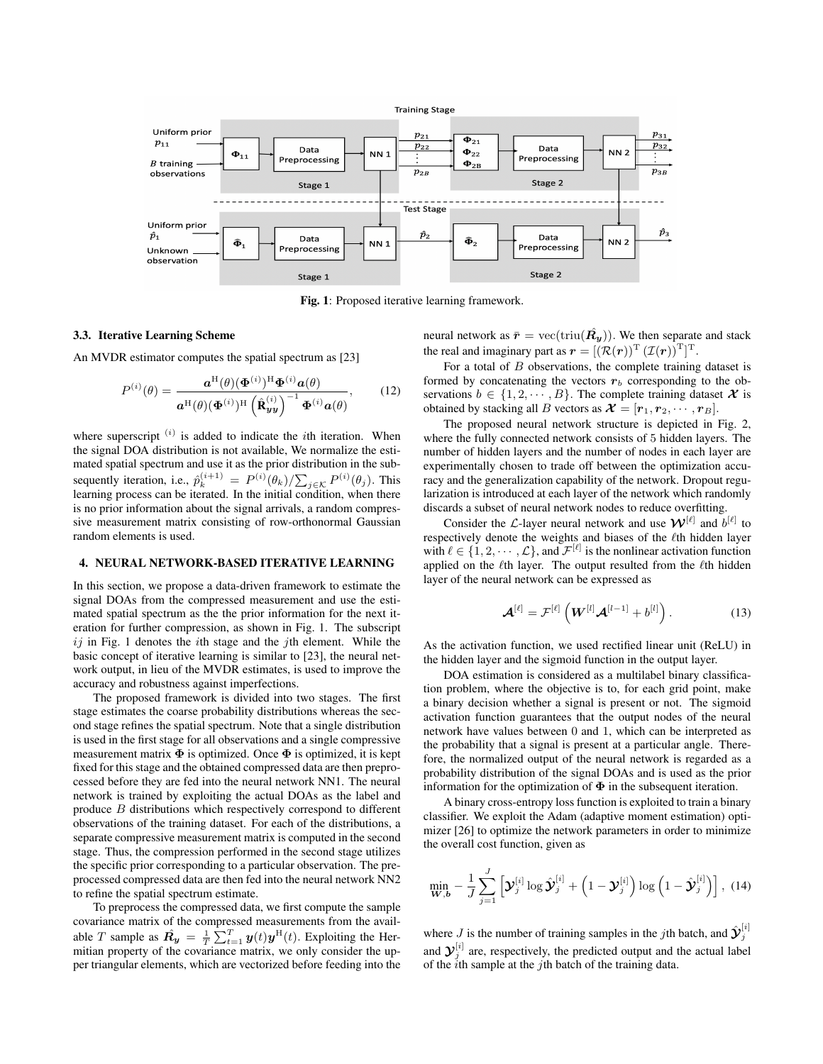Fig. 1: Proposed iterative learning framework.

### 3.3. Iterative Learning Scheme

An MVDR estimator computes the spatial spectrum as [23]

$$P^{(i)}(\theta) = \frac{\boldsymbol{a}^{\mathrm{H}}(\theta)(\boldsymbol{\Phi}^{(i)})^{\mathrm{H}}\boldsymbol{\Phi}^{(i)}\boldsymbol{a}(\theta)}{\boldsymbol{a}^{\mathrm{H}}(\theta)(\boldsymbol{\Phi}^{(i)})^{\mathrm{H}}\left(\hat{\mathbf{R}}_{\boldsymbol{yy}}^{(i)}\right)^{-1}\boldsymbol{\Phi}^{(i)}\boldsymbol{a}(\theta)}, \quad (12)$$

where superscript $^{(i)}$ is added to indicate the $i$th iteration. When the signal DOA distribution is not available, We normalize the estimated spatial spectrum and use it as the prior distribution in the subsequently iteration, i.e., $\hat{p}_k^{(i+1)} = P^{(i)}(\theta_k)/\sum_{j\in\mathcal{K}} P^{(i)}(\theta_j)$. This learning process can be iterated. In the initial condition, when there is no prior information about the signal arrivals, a random compressive measurement matrix consisting of row-orthonormal Gaussian random elements is used.

## 4. NEURAL NETWORK-BASED ITERATIVE LEARNING

In this section, we propose a data-driven framework to estimate the signal DOAs from the compressed measurement and use the estimated spatial spectrum as the prior information for the next iteration for further compression, as shown in Fig. 1. The subscript $ij$ in Fig. 1 denotes the $i$th stage and the $j$th element. While the basic concept of iterative learning is similar to [23], the neural network output, in lieu of the MVDR estimates, is used to improve the accuracy and robustness against imperfections.

The proposed framework is divided into two stages. The first stage estimates the coarse probability distributions whereas the second stage refines the spatial spectrum. Note that a single distribution is used in the first stage for all observations and a single compressive measurement matrix $\boldsymbol{\Phi}$ is optimized. Once $\boldsymbol{\Phi}$ is optimized, it is kept fixed for this stage and the obtained compressed data are then preprocessed before they are fed into the neural network NN1. The neural network is trained by exploiting the actual DOAs as the label and produce $B$ distributions which respectively correspond to different observations of the training dataset. For each of the distributions, a separate compressive measurement matrix is computed in the second stage. Thus, the compression performed in the second stage utilizes the specific prior corresponding to a particular observation. The preprocessed compressed data are then fed into the neural network NN2 to refine the spatial spectrum estimate.

To preprocess the compressed data, we first compute the sample covariance matrix of the compressed measurements from the available $T$ sample as $\hat{\boldsymbol{R}}_{\boldsymbol{y}} = \frac{1}{T}\sum_{t=1}^{T}\boldsymbol{y}(t)\boldsymbol{y}^{\mathrm{H}}(t)$. Exploiting the Hermitian property of the covariance matrix, we only consider the upper triangular elements, which are vectorized before feeding into the neural network as $\bar{\boldsymbol{r}} = \mathrm{vec}(\mathrm{triu}(\hat{\boldsymbol{R}}_{\boldsymbol{y}}))$. We then separate and stack the real and imaginary part as $\boldsymbol{r} = [(\mathcal{R}(\boldsymbol{r}))^{\mathrm{T}}\,(\mathcal{I}(\boldsymbol{r}))^{\mathrm{T}}]^{\mathrm{T}}$.

For a total of $B$ observations, the complete training dataset is formed by concatenating the vectors $\boldsymbol{r}_b$ corresponding to the observations $b \in \{1, 2, \cdots, B\}$. The complete training dataset $\boldsymbol{\mathcal{X}}$ is obtained by stacking all $B$ vectors as $\boldsymbol{\mathcal{X}} = [\boldsymbol{r}_1, \boldsymbol{r}_2, \cdots, \boldsymbol{r}_B]$.

The proposed neural network structure is depicted in Fig. 2, where the fully connected network consists of 5 hidden layers. The number of hidden layers and the number of nodes in each layer are experimentally chosen to trade off between the optimization accuracy and the generalization capability of the network. Dropout regularization is introduced at each layer of the network which randomly discards a subset of neural network nodes to reduce overfitting.

Consider the $\mathcal{L}$-layer neural network and use $\boldsymbol{\mathcal{W}}^{[\ell]}$ and $b^{[\ell]}$ to respectively denote the weights and biases of the $\ell$th hidden layer with $\ell \in \{1, 2, \cdots, \mathcal{L}\}$, and $\mathcal{F}^{[\ell]}$ is the nonlinear activation function applied on the $\ell$th layer. The output resulted from the $\ell$th hidden layer of the neural network can be expressed as

$$\boldsymbol{\mathcal{A}}^{[\ell]} = \mathcal{F}^{[\ell]}\left(\boldsymbol{W}^{[l]}\boldsymbol{\mathcal{A}}^{[l-1]} + b^{[l]}\right). \quad (13)$$

As the activation function, we used rectified linear unit (ReLU) in the hidden layer and the sigmoid function in the output layer.

DOA estimation is considered as a multilabel binary classification problem, where the objective is to, for each grid point, make a binary decision whether a signal is present or not. The sigmoid activation function guarantees that the output nodes of the neural network have values between 0 and 1, which can be interpreted as the probability that a signal is present at a particular angle. Therefore, the normalized output of the neural network is regarded as a probability distribution of the signal DOAs and is used as the prior information for the optimization of $\boldsymbol{\Phi}$ in the subsequent iteration.

A binary cross-entropy loss function is exploited to train a binary classifier. We exploit the Adam (adaptive moment estimation) optimizer [26] to optimize the network parameters in order to minimize the overall cost function, given as

$$\min_{\boldsymbol{W},\boldsymbol{b}} -\frac{1}{J}\sum_{j=1}^{J}\left[\boldsymbol{\mathcal{Y}}_j^{[i]}\log\hat{\boldsymbol{\mathcal{Y}}}_j^{[i]} + \left(1-\boldsymbol{\mathcal{Y}}_j^{[i]}\right)\log\left(1-\hat{\boldsymbol{\mathcal{Y}}}_j^{[i]}\right)\right], \quad (14)$$

where $J$ is the number of training samples in the $j$th batch, and $\hat{\boldsymbol{\mathcal{Y}}}_j^{[i]}$ and $\boldsymbol{\mathcal{Y}}_j^{[i]}$ are, respectively, the predicted output and the actual label of the $i$th sample at the $j$th batch of the training data.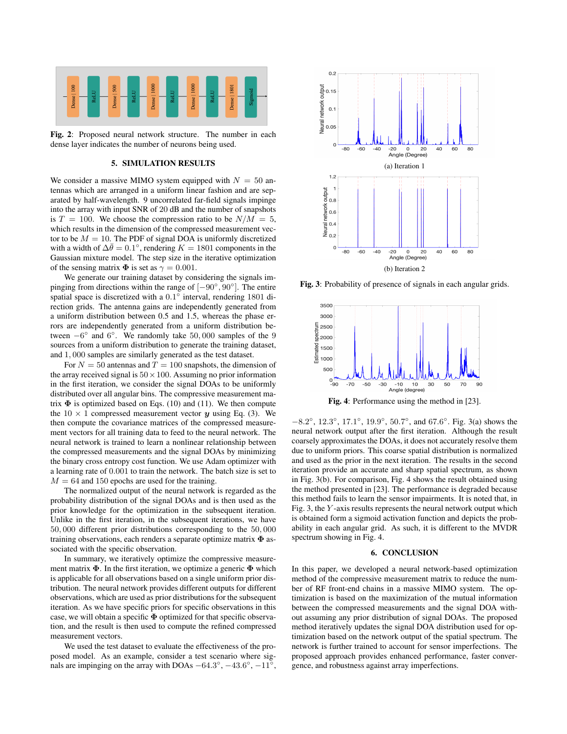**Fig. 2**: Proposed neural network structure. The number in each dense layer indicates the number of neurons being used.

## 5. SIMULATION RESULTS

We consider a massive MIMO system equipped with $N = 50$ antennas which are arranged in a uniform linear fashion and are separated by half-wavelength. 9 uncorrelated far-field signals impinge into the array with input SNR of 20 dB and the number of snapshots is $T = 100$. We choose the compression ratio to be $N/M = 5$, which results in the dimension of the compressed measurement vector to be $M = 10$. The PDF of signal DOA is uniformly discretized with a width of $\Delta\bar{\theta} = 0.1^\circ$, rendering $K = 1801$ components in the Gaussian mixture model. The step size in the iterative optimization of the sensing matrix $\mathbf{\Phi}$ is set as $\gamma = 0.001$.

We generate our training dataset by considering the signals impinging from directions within the range of $[-90^\circ, 90^\circ]$. The entire spatial space is discretized with a $0.1^\circ$ interval, rendering 1801 direction grids. The antenna gains are independently generated from a uniform distribution between 0.5 and 1.5, whereas the phase errors are independently generated from a uniform distribution between $-6^\circ$ and $6^\circ$. We randomly take $50,000$ samples of the 9 sources from a uniform distribution to generate the training dataset, and $1,000$ samples are similarly generated as the test dataset.

For $N = 50$ antennas and $T = 100$ snapshots, the dimension of the array received signal is $50 \times 100$. Assuming no prior information in the first iteration, we consider the signal DOAs to be uniformly distributed over all angular bins. The compressive measurement matrix $\mathbf{\Phi}$ is optimized based on Eqs. (10) and (11). We then compute the $10 \times 1$ compressed measurement vector $\boldsymbol{y}$ using Eq. (3). We then compute the covariance matrices of the compressed measurement vectors for all training data to feed to the neural network. The neural network is trained to learn a nonlinear relationship between the compressed measurements and the signal DOAs by minimizing the binary cross entropy cost function. We use Adam optimizer with a learning rate of $0.001$ to train the network. The batch size is set to $M = 64$ and 150 epochs are used for the training.

The normalized output of the neural network is regarded as the probability distribution of the signal DOAs and is then used as the prior knowledge for the optimization in the subsequent iteration. Unlike in the first iteration, in the subsequent iterations, we have $50,000$ different prior distributions corresponding to the $50,000$ training observations, each renders a separate optimize matrix $\mathbf{\Phi}$ associated with the specific observation.

In summary, we iteratively optimize the compressive measurement matrix $\mathbf{\Phi}$. In the first iteration, we optimize a generic $\mathbf{\Phi}$ which is applicable for all observations based on a single uniform prior distribution. The neural network provides different outputs for different observations, which are used as prior distributions for the subsequent iteration. As we have specific priors for specific observations in this case, we will obtain a specific $\mathbf{\Phi}$ optimized for that specific observation, and the result is then used to compute the refined compressed measurement vectors.

We used the test dataset to evaluate the effectiveness of the proposed model. As an example, consider a test scenario where signals are impinging on the array with DOAs $-64.3^\circ$, $-43.6^\circ$, $-11^\circ$, $-8.2^\circ$, $12.3^\circ$, $17.1^\circ$, $19.9^\circ$, $50.7^\circ$, and $67.6^\circ$. Fig. 3(a) shows the neural network output after the first iteration. Although the result coarsely approximates the DOAs, it does not accurately resolve them due to uniform priors. This coarse spatial distribution is normalized and used as the prior in the next iteration. The results in the second iteration provide an accurate and sharp spatial spectrum, as shown in Fig. 3(b). For comparison, Fig. 4 shows the result obtained using the method presented in [23]. The performance is degraded because this method fails to learn the sensor impairments. It is noted that, in Fig. 3, the $Y$-axis results represents the neural network output which is obtained form a sigmoid activation function and depicts the probability in each angular grid. As such, it is different to the MVDR spectrum showing in Fig. 4.

(a) Iteration 1

(b) Iteration 2

**Fig. 3**: Probability of presence of signals in each angular grids.

**Fig. 4**: Performance using the method in [23].

## 6. CONCLUSION

In this paper, we developed a neural network-based optimization method of the compressive measurement matrix to reduce the number of RF front-end chains in a massive MIMO system. The optimization is based on the maximization of the mutual information between the compressed measurements and the signal DOA without assuming any prior distribution of signal DOAs. The proposed method iteratively updates the signal DOA distribution used for optimization based on the network output of the spatial spectrum. The network is further trained to account for sensor imperfections. The proposed approach provides enhanced performance, faster convergence, and robustness against array imperfections.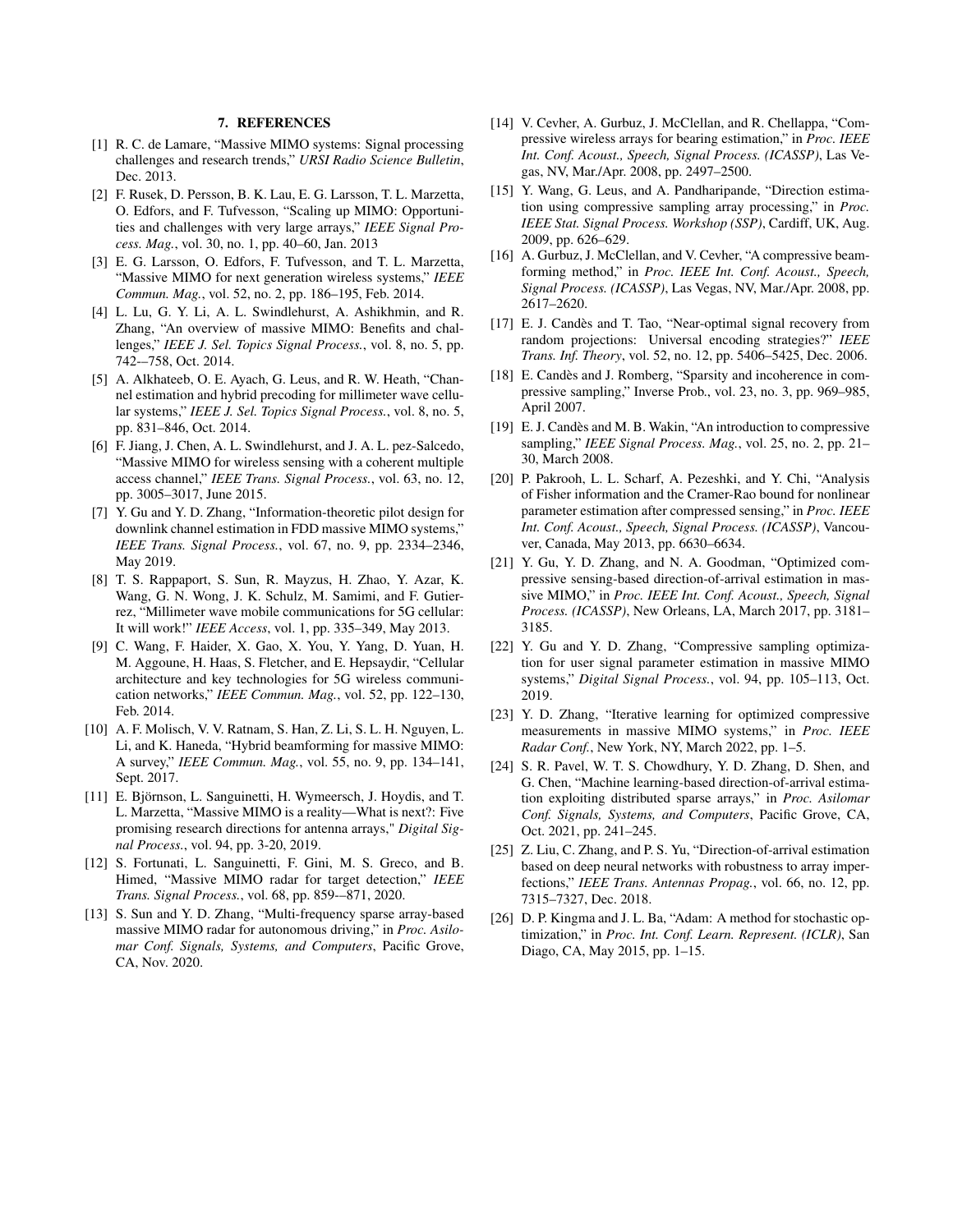## 7. REFERENCES

[1] R. C. de Lamare, "Massive MIMO systems: Signal processing challenges and research trends," *URSI Radio Science Bulletin*, Dec. 2013.

[2] F. Rusek, D. Persson, B. K. Lau, E. G. Larsson, T. L. Marzetta, O. Edfors, and F. Tufvesson, "Scaling up MIMO: Opportunities and challenges with very large arrays," *IEEE Signal Process. Mag.*, vol. 30, no. 1, pp. 40–60, Jan. 2013

[3] E. G. Larsson, O. Edfors, F. Tufvesson, and T. L. Marzetta, "Massive MIMO for next generation wireless systems," *IEEE Commun. Mag.*, vol. 52, no. 2, pp. 186–195, Feb. 2014.

[4] L. Lu, G. Y. Li, A. L. Swindlehurst, A. Ashikhmin, and R. Zhang, "An overview of massive MIMO: Benefits and challenges," *IEEE J. Sel. Topics Signal Process.*, vol. 8, no. 5, pp. 742-–758, Oct. 2014.

[5] A. Alkhateeb, O. E. Ayach, G. Leus, and R. W. Heath, "Channel estimation and hybrid precoding for millimeter wave cellular systems," *IEEE J. Sel. Topics Signal Process.*, vol. 8, no. 5, pp. 831–846, Oct. 2014.

[6] F. Jiang, J. Chen, A. L. Swindlehurst, and J. A. L. pez-Salcedo, "Massive MIMO for wireless sensing with a coherent multiple access channel," *IEEE Trans. Signal Process.*, vol. 63, no. 12, pp. 3005–3017, June 2015.

[7] Y. Gu and Y. D. Zhang, "Information-theoretic pilot design for downlink channel estimation in FDD massive MIMO systems," *IEEE Trans. Signal Process.*, vol. 67, no. 9, pp. 2334–2346, May 2019.

[8] T. S. Rappaport, S. Sun, R. Mayzus, H. Zhao, Y. Azar, K. Wang, G. N. Wong, J. K. Schulz, M. Samimi, and F. Gutierrez, "Millimeter wave mobile communications for 5G cellular: It will work!" *IEEE Access*, vol. 1, pp. 335–349, May 2013.

[9] C. Wang, F. Haider, X. Gao, X. You, Y. Yang, D. Yuan, H. M. Aggoune, H. Haas, S. Fletcher, and E. Hepsaydir, "Cellular architecture and key technologies for 5G wireless communication networks," *IEEE Commun. Mag.*, vol. 52, pp. 122–130, Feb. 2014.

[10] A. F. Molisch, V. V. Ratnam, S. Han, Z. Li, S. L. H. Nguyen, L. Li, and K. Haneda, "Hybrid beamforming for massive MIMO: A survey," *IEEE Commun. Mag.*, vol. 55, no. 9, pp. 134–141, Sept. 2017.

[11] E. Björnson, L. Sanguinetti, H. Wymeersch, J. Hoydis, and T. L. Marzetta, "Massive MIMO is a reality—What is next?: Five promising research directions for antenna arrays," *Digital Signal Process.*, vol. 94, pp. 3-20, 2019.

[12] S. Fortunati, L. Sanguinetti, F. Gini, M. S. Greco, and B. Himed, "Massive MIMO radar for target detection," *IEEE Trans. Signal Process.*, vol. 68, pp. 859-–871, 2020.

[13] S. Sun and Y. D. Zhang, "Multi-frequency sparse array-based massive MIMO radar for autonomous driving," in *Proc. Asilomar Conf. Signals, Systems, and Computers*, Pacific Grove, CA, Nov. 2020.

[14] V. Cevher, A. Gurbuz, J. McClellan, and R. Chellappa, "Compressive wireless arrays for bearing estimation," in *Proc. IEEE Int. Conf. Acoust., Speech, Signal Process. (ICASSP)*, Las Vegas, NV, Mar./Apr. 2008, pp. 2497–2500.

[15] Y. Wang, G. Leus, and A. Pandharipande, "Direction estimation using compressive sampling array processing," in *Proc. IEEE Stat. Signal Process. Workshop (SSP)*, Cardiff, UK, Aug. 2009, pp. 626–629.

[16] A. Gurbuz, J. McClellan, and V. Cevher, "A compressive beamforming method," in *Proc. IEEE Int. Conf. Acoust., Speech, Signal Process. (ICASSP)*, Las Vegas, NV, Mar./Apr. 2008, pp. 2617–2620.

[17] E. J. Candès and T. Tao, "Near-optimal signal recovery from random projections: Universal encoding strategies?" *IEEE Trans. Inf. Theory*, vol. 52, no. 12, pp. 5406–5425, Dec. 2006.

[18] E. Candès and J. Romberg, "Sparsity and incoherence in compressive sampling," Inverse Prob., vol. 23, no. 3, pp. 969–985, April 2007.

[19] E. J. Candès and M. B. Wakin, "An introduction to compressive sampling," *IEEE Signal Process. Mag.*, vol. 25, no. 2, pp. 21–30, March 2008.

[20] P. Pakrooh, L. L. Scharf, A. Pezeshki, and Y. Chi, "Analysis of Fisher information and the Cramer-Rao bound for nonlinear parameter estimation after compressed sensing," in *Proc. IEEE Int. Conf. Acoust., Speech, Signal Process. (ICASSP)*, Vancouver, Canada, May 2013, pp. 6630–6634.

[21] Y. Gu, Y. D. Zhang, and N. A. Goodman, "Optimized compressive sensing-based direction-of-arrival estimation in massive MIMO," in *Proc. IEEE Int. Conf. Acoust., Speech, Signal Process. (ICASSP)*, New Orleans, LA, March 2017, pp. 3181–3185.

[22] Y. Gu and Y. D. Zhang, "Compressive sampling optimization for user signal parameter estimation in massive MIMO systems," *Digital Signal Process.*, vol. 94, pp. 105–113, Oct. 2019.

[23] Y. D. Zhang, "Iterative learning for optimized compressive measurements in massive MIMO systems," in *Proc. IEEE Radar Conf.*, New York, NY, March 2022, pp. 1–5.

[24] S. R. Pavel, W. T. S. Chowdhury, Y. D. Zhang, D. Shen, and G. Chen, "Machine learning-based direction-of-arrival estimation exploiting distributed sparse arrays," in *Proc. Asilomar Conf. Signals, Systems, and Computers*, Pacific Grove, CA, Oct. 2021, pp. 241–245.

[25] Z. Liu, C. Zhang, and P. S. Yu, "Direction-of-arrival estimation based on deep neural networks with robustness to array imperfections," *IEEE Trans. Antennas Propag.*, vol. 66, no. 12, pp. 7315–7327, Dec. 2018.

[26] D. P. Kingma and J. L. Ba, "Adam: A method for stochastic optimization," in *Proc. Int. Conf. Learn. Represent. (ICLR)*, San Diago, CA, May 2015, pp. 1–15.